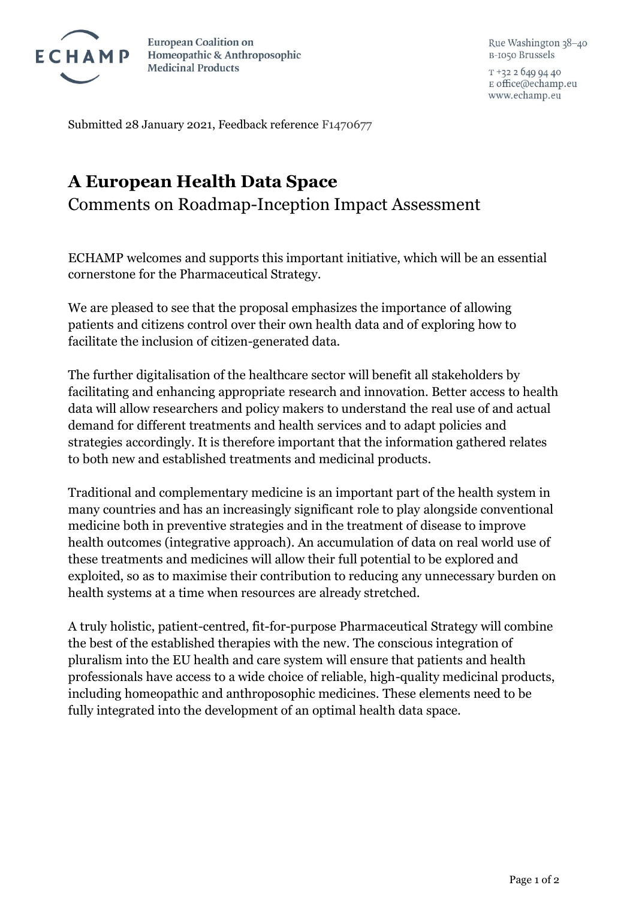**European Coalition on Homeopathic & Anthroposophic Medicinal Products**

Rue Washington 38–40
B-1050 Brussels

T +32 2 649 94 40
E office@echamp.eu
www.echamp.eu

Submitted 28 January 2021, Feedback reference F1470677

# A European Health Data Space

## Comments on Roadmap-Inception Impact Assessment

ECHAMP welcomes and supports this important initiative, which will be an essential cornerstone for the Pharmaceutical Strategy.

We are pleased to see that the proposal emphasizes the importance of allowing patients and citizens control over their own health data and of exploring how to facilitate the inclusion of citizen-generated data.

The further digitalisation of the healthcare sector will benefit all stakeholders by facilitating and enhancing appropriate research and innovation. Better access to health data will allow researchers and policy makers to understand the real use of and actual demand for different treatments and health services and to adapt policies and strategies accordingly. It is therefore important that the information gathered relates to both new and established treatments and medicinal products.

Traditional and complementary medicine is an important part of the health system in many countries and has an increasingly significant role to play alongside conventional medicine both in preventive strategies and in the treatment of disease to improve health outcomes (integrative approach). An accumulation of data on real world use of these treatments and medicines will allow their full potential to be explored and exploited, so as to maximise their contribution to reducing any unnecessary burden on health systems at a time when resources are already stretched.

A truly holistic, patient-centred, fit-for-purpose Pharmaceutical Strategy will combine the best of the established therapies with the new. The conscious integration of pluralism into the EU health and care system will ensure that patients and health professionals have access to a wide choice of reliable, high-quality medicinal products, including homeopathic and anthroposophic medicines. These elements need to be fully integrated into the development of an optimal health data space.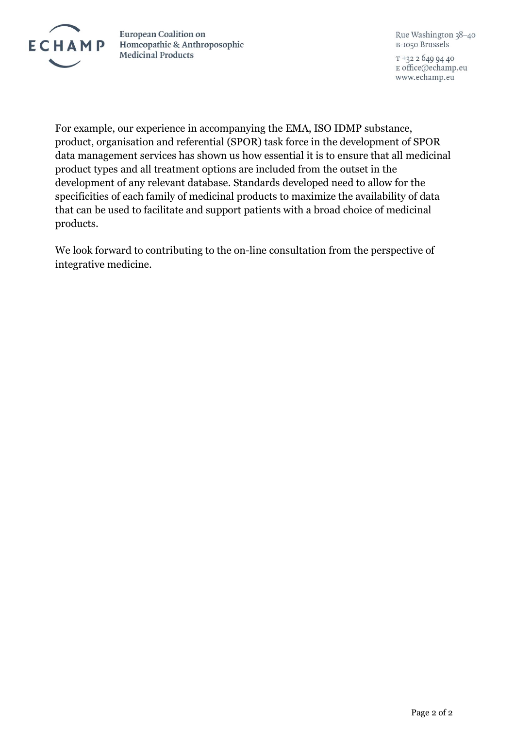For example, our experience in accompanying the EMA, ISO IDMP substance, product, organisation and referential (SPOR) task force in the development of SPOR data management services has shown us how essential it is to ensure that all medicinal product types and all treatment options are included from the outset in the development of any relevant database. Standards developed need to allow for the specificities of each family of medicinal products to maximize the availability of data that can be used to facilitate and support patients with a broad choice of medicinal products.

We look forward to contributing to the on-line consultation from the perspective of integrative medicine.